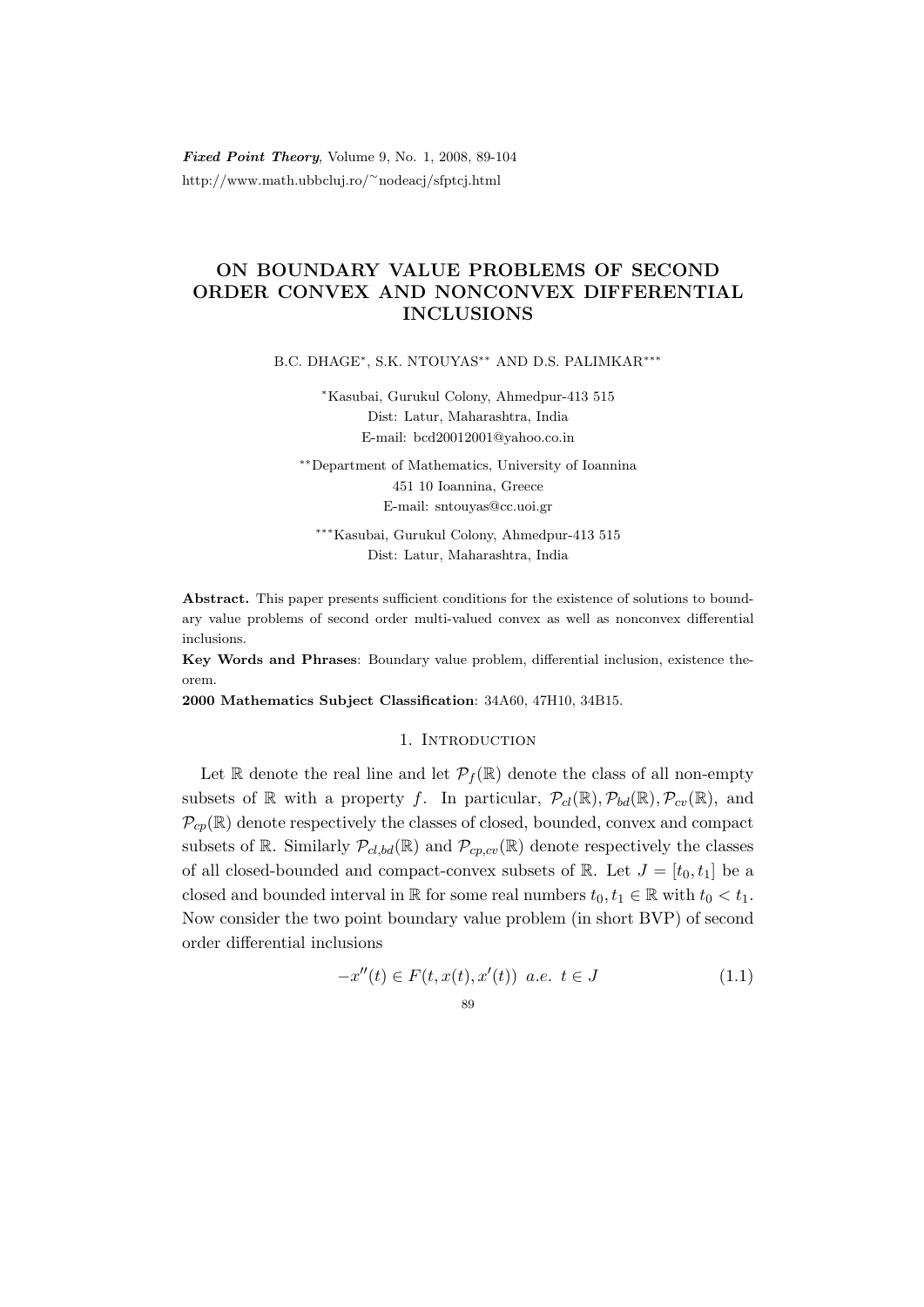# ON BOUNDARY VALUE PROBLEMS OF SECOND ORDER CONVEX AND NONCONVEX DIFFERENTIAL INCLUSIONS

B.C. DHAGE*, S.K. NTOUYAS** AND D.S. PALIMKAR***

*Kasubai, Gurukul Colony, Ahmedpur-413 515
Dist: Latur, Maharashtra, India
E-mail: bcd20012001@yahoo.co.in

**Department of Mathematics, University of Ioannina
451 10 Ioannina, Greece
E-mail: sntouyas@cc.uoi.gr

***Kasubai, Gurukul Colony, Ahmedpur-413 515
Dist: Latur, Maharashtra, India

**Abstract.** This paper presents sufficient conditions for the existence of solutions to boundary value problems of second order multi-valued convex as well as nonconvex differential inclusions.

**Key Words and Phrases**: Boundary value problem, differential inclusion, existence theorem.

**2000 Mathematics Subject Classification**: 34A60, 47H10, 34B15.

## 1. Introduction

Let $\mathbb{R}$ denote the real line and let $\mathcal{P}_f(\mathbb{R})$ denote the class of all non-empty subsets of $\mathbb{R}$ with a property $f$. In particular, $\mathcal{P}_{cl}(\mathbb{R}), \mathcal{P}_{bd}(\mathbb{R}), \mathcal{P}_{cv}(\mathbb{R})$, and $\mathcal{P}_{cp}(\mathbb{R})$ denote respectively the classes of closed, bounded, convex and compact subsets of $\mathbb{R}$. Similarly $\mathcal{P}_{cl,bd}(\mathbb{R})$ and $\mathcal{P}_{cp,cv}(\mathbb{R})$ denote respectively the classes of all closed-bounded and compact-convex subsets of $\mathbb{R}$. Let $J = [t_0, t_1]$ be a closed and bounded interval in $\mathbb{R}$ for some real numbers $t_0, t_1 \in \mathbb{R}$ with $t_0 < t_1$. Now consider the two point boundary value problem (in short BVP) of second order differential inclusions

$$-x''(t) \in F(t, x(t), x'(t)) \;\; a.e. \;\; t \in J \tag{1.1}$$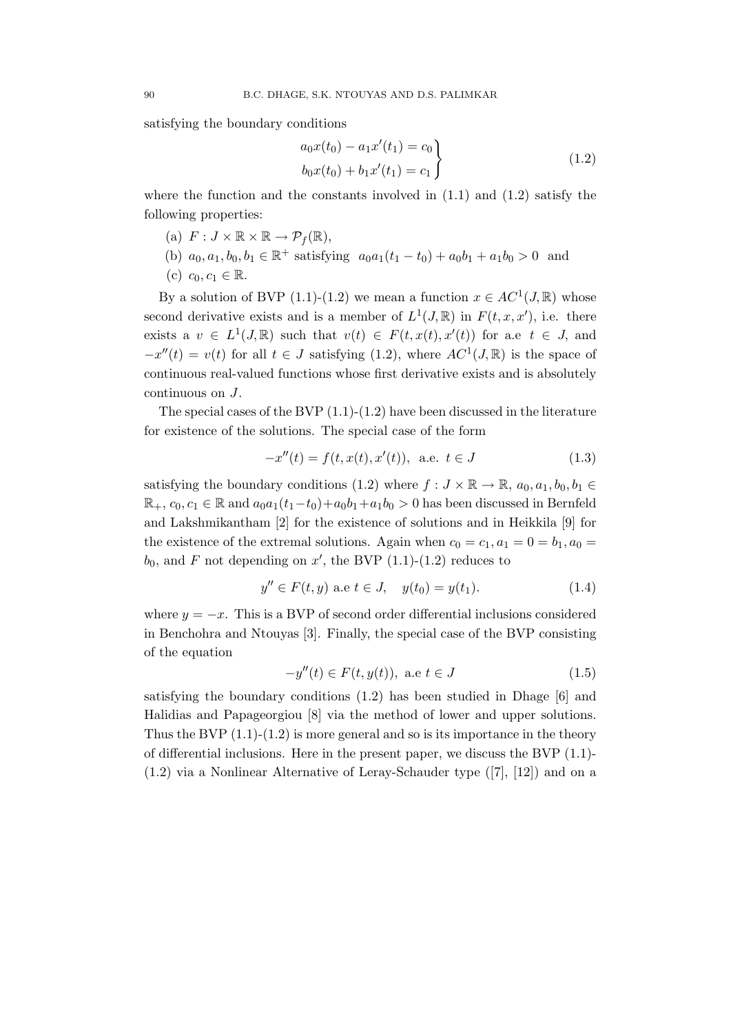satisfying the boundary conditions

$$
\left.\begin{aligned}
a_0x(t_0) - a_1x'(t_1) = c_0 \\
b_0x(t_0) + b_1x'(t_1) = c_1
\end{aligned}\right\} \tag{1.2}
$$

where the function and the constants involved in (1.1) and (1.2) satisfy the following properties:

(a) $F : J \times \mathbb{R} \times \mathbb{R} \to \mathcal{P}_f(\mathbb{R})$,

(b) $a_0, a_1, b_0, b_1 \in \mathbb{R}^+$ satisfying $a_0a_1(t_1 - t_0) + a_0b_1 + a_1b_0 > 0$ and

(c) $c_0, c_1 \in \mathbb{R}$.

By a solution of BVP (1.1)-(1.2) we mean a function $x \in AC^1(J, \mathbb{R})$ whose second derivative exists and is a member of $L^1(J, \mathbb{R})$ in $F(t, x, x')$, i.e. there exists a $v \in L^1(J, \mathbb{R})$ such that $v(t) \in F(t, x(t), x'(t))$ for a.e $t \in J$, and $-x''(t) = v(t)$ for all $t \in J$ satisfying (1.2), where $AC^1(J, \mathbb{R})$ is the space of continuous real-valued functions whose first derivative exists and is absolutely continuous on $J$.

The special cases of the BVP (1.1)-(1.2) have been discussed in the literature for existence of the solutions. The special case of the form

$$
-x''(t) = f(t, x(t), x'(t)), \text{ a.e. } t \in J \tag{1.3}
$$

satisfying the boundary conditions (1.2) where $f : J \times \mathbb{R} \to \mathbb{R}$, $a_0, a_1, b_0, b_1 \in \mathbb{R}_+$, $c_0, c_1 \in \mathbb{R}$ and $a_0a_1(t_1-t_0)+a_0b_1+a_1b_0 > 0$ has been discussed in Bernfeld and Lakshmikantham [2] for the existence of solutions and in Heikkila [9] for the existence of the extremal solutions. Again when $c_0 = c_1, a_1 = 0 = b_1, a_0 = b_0$, and $F$ not depending on $x'$, the BVP (1.1)-(1.2) reduces to

$$
y'' \in F(t, y) \text{ a.e } t \in J, \quad y(t_0) = y(t_1). \tag{1.4}
$$

where $y = -x$. This is a BVP of second order differential inclusions considered in Benchohra and Ntouyas [3]. Finally, the special case of the BVP consisting of the equation

$$
-y''(t) \in F(t, y(t)), \text{ a.e } t \in J \tag{1.5}
$$

satisfying the boundary conditions (1.2) has been studied in Dhage [6] and Halidias and Papageorgiou [8] via the method of lower and upper solutions. Thus the BVP (1.1)-(1.2) is more general and so is its importance in the theory of differential inclusions. Here in the present paper, we discuss the BVP (1.1)-(1.2) via a Nonlinear Alternative of Leray-Schauder type ([7], [12]) and on a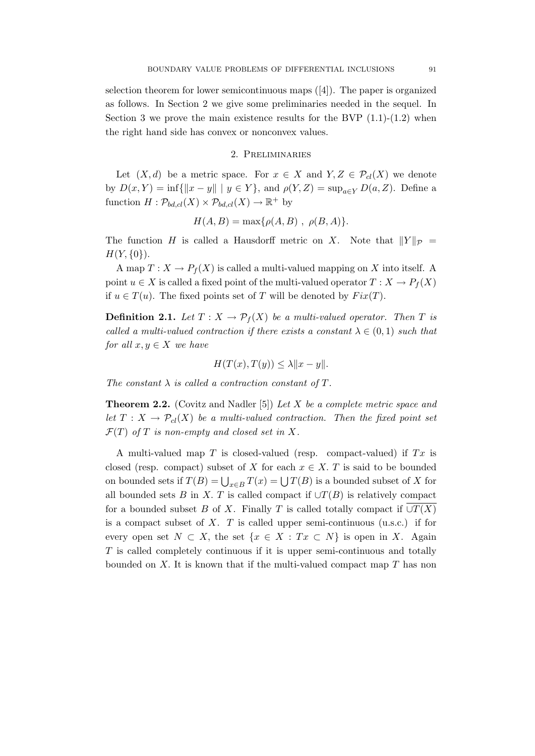selection theorem for lower semicontinuous maps ([4]). The paper is organized as follows. In Section 2 we give some preliminaries needed in the sequel. In Section 3 we prove the main existence results for the BVP (1.1)-(1.2) when the right hand side has convex or nonconvex values.

## 2. Preliminaries

Let $(X, d)$ be a metric space. For $x \in X$ and $Y, Z \in \mathcal{P}_{cl}(X)$ we denote by $D(x, Y) = \inf\{\|x - y\| \mid y \in Y\}$, and $\rho(Y, Z) = \sup_{a \in Y} D(a, Z)$. Define a function $H : \mathcal{P}_{bd,cl}(X) \times \mathcal{P}_{bd,cl}(X) \to \mathbb{R}^+$ by

$$H(A, B) = \max\{\rho(A, B) \ , \ \rho(B, A)\}.$$

The function $H$ is called a Hausdorff metric on $X$. Note that $\|Y\|_{\mathcal{P}} = H(Y, \{0\})$.

A map $T : X \to P_f(X)$ is called a multi-valued mapping on $X$ into itself. A point $u \in X$ is called a fixed point of the multi-valued operator $T : X \to P_f(X)$ if $u \in T(u)$. The fixed points set of $T$ will be denoted by $Fix(T)$.

**Definition 2.1.** *Let $T : X \to \mathcal{P}_f(X)$ be a multi-valued operator. Then $T$ is called a multi-valued contraction if there exists a constant $\lambda \in (0, 1)$ such that for all $x, y \in X$ we have*

$$H(T(x), T(y)) \leq \lambda \|x - y\|.$$

*The constant $\lambda$ is called a contraction constant of $T$.*

**Theorem 2.2.** (Covitz and Nadler [5]) *Let $X$ be a complete metric space and let $T : X \to \mathcal{P}_{cl}(X)$ be a multi-valued contraction. Then the fixed point set $\mathcal{F}(T)$ of $T$ is non-empty and closed set in $X$.*

A multi-valued map $T$ is closed-valued (resp. compact-valued) if $Tx$ is closed (resp. compact) subset of $X$ for each $x \in X$. $T$ is said to be bounded on bounded sets if $T(B) = \bigcup_{x \in B} T(x) = \bigcup T(B)$ is a bounded subset of $X$ for all bounded sets $B$ in $X$. $T$ is called compact if $\cup T(B)$ is relatively compact for a bounded subset $B$ of $X$. Finally $T$ is called totally compact if $\overline{\cup T(X)}$ is a compact subset of $X$. $T$ is called upper semi-continuous (u.s.c.) if for every open set $N \subset X$, the set $\{x \in X : Tx \subset N\}$ is open in $X$. Again $T$ is called completely continuous if it is upper semi-continuous and totally bounded on $X$. It is known that if the multi-valued compact map $T$ has non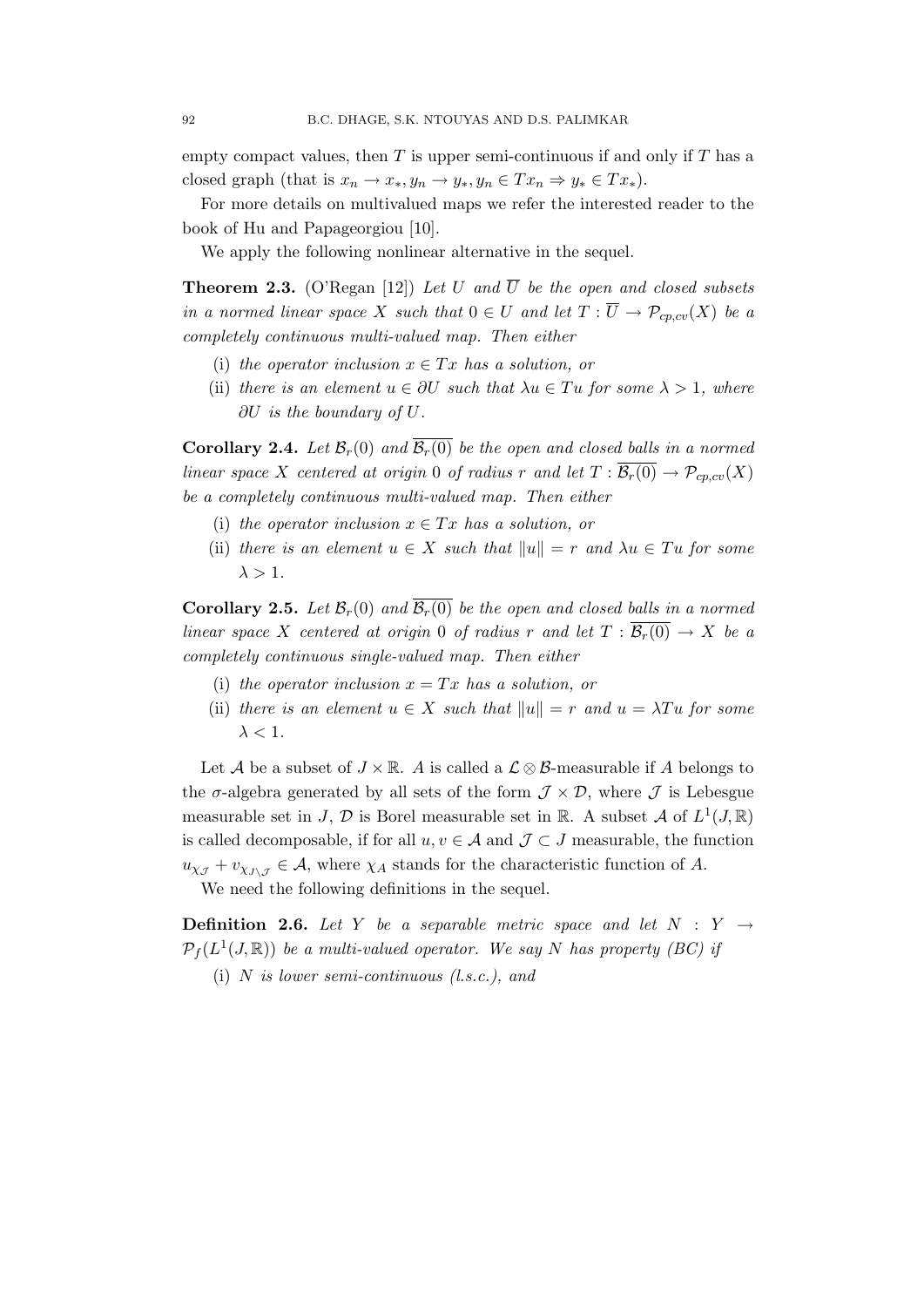empty compact values, then $T$ is upper semi-continuous if and only if $T$ has a closed graph (that is $x_n \to x_*, y_n \to y_*, y_n \in Tx_n \Rightarrow y_* \in Tx_*$).

For more details on multivalued maps we refer the interested reader to the book of Hu and Papageorgiou [10].

We apply the following nonlinear alternative in the sequel.

**Theorem 2.3.** (O'Regan [12]) *Let $U$ and $\overline{U}$ be the open and closed subsets in a normed linear space $X$ such that $0 \in U$ and let $T : \overline{U} \to \mathcal{P}_{cp,cv}(X)$ be a completely continuous multi-valued map. Then either*

(i) *the operator inclusion $x \in Tx$ has a solution, or*

(ii) *there is an element $u \in \partial U$ such that $\lambda u \in Tu$ for some $\lambda > 1$, where $\partial U$ is the boundary of $U$.*

**Corollary 2.4.** *Let $\mathcal{B}_r(0)$ and $\overline{\mathcal{B}_r(0)}$ be the open and closed balls in a normed linear space $X$ centered at origin $0$ of radius $r$ and let $T : \overline{\mathcal{B}_r(0)} \to \mathcal{P}_{cp,cv}(X)$ be a completely continuous multi-valued map. Then either*

(i) *the operator inclusion $x \in Tx$ has a solution, or*

(ii) *there is an element $u \in X$ such that $\|u\| = r$ and $\lambda u \in Tu$ for some $\lambda > 1$.*

**Corollary 2.5.** *Let $\mathcal{B}_r(0)$ and $\overline{\mathcal{B}_r(0)}$ be the open and closed balls in a normed linear space $X$ centered at origin $0$ of radius $r$ and let $T : \overline{\mathcal{B}_r(0)} \to X$ be a completely continuous single-valued map. Then either*

(i) *the operator inclusion $x = Tx$ has a solution, or*

(ii) *there is an element $u \in X$ such that $\|u\| = r$ and $u = \lambda Tu$ for some $\lambda < 1$.*

Let $\mathcal{A}$ be a subset of $J \times \mathbb{R}$. $A$ is called a $\mathcal{L} \otimes \mathcal{B}$-measurable if $A$ belongs to the $\sigma$-algebra generated by all sets of the form $\mathcal{J} \times \mathcal{D}$, where $\mathcal{J}$ is Lebesgue measurable set in $J$, $\mathcal{D}$ is Borel measurable set in $\mathbb{R}$. A subset $\mathcal{A}$ of $L^1(J, \mathbb{R})$ is called decomposable, if for all $u, v \in \mathcal{A}$ and $\mathcal{J} \subset J$ measurable, the function $u_{\chi_{\mathcal{J}}} + v_{\chi_{J \setminus \mathcal{J}}} \in \mathcal{A}$, where $\chi_A$ stands for the characteristic function of $A$.

We need the following definitions in the sequel.

**Definition 2.6.** *Let $Y$ be a separable metric space and let $N : Y \to \mathcal{P}_f(L^1(J, \mathbb{R}))$ be a multi-valued operator. We say $N$ has property (BC) if*

(i) *$N$ is lower semi-continuous (l.s.c.), and*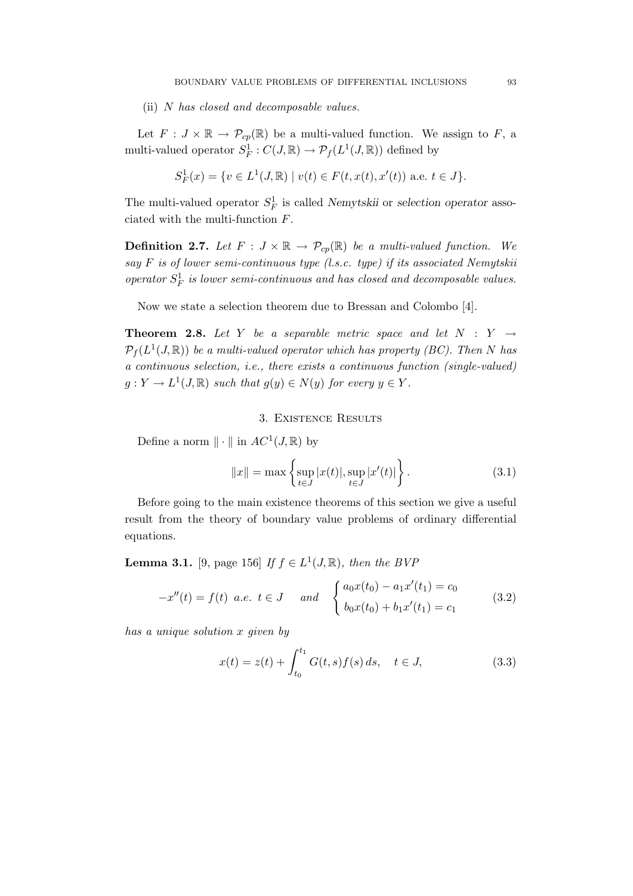(ii) *$N$ has closed and decomposable values.*

Let $F : J \times \mathbb{R} \to \mathcal{P}_{cp}(\mathbb{R})$ be a multi-valued function. We assign to $F$, a multi-valued operator $S_F^1 : C(J, \mathbb{R}) \to \mathcal{P}_f(L^1(J, \mathbb{R}))$ defined by

$$S_F^1(x) = \{v \in L^1(J, \mathbb{R}) \mid v(t) \in F(t, x(t), x'(t)) \text{ a.e. } t \in J\}.$$

The multi-valued operator $S_F^1$ is called *Nemytskii* or *selection operator* associated with the multi-function $F$.

**Definition 2.7.** *Let $F : J \times \mathbb{R} \to \mathcal{P}_{cp}(\mathbb{R})$ be a multi-valued function. We say $F$ is of lower semi-continuous type (l.s.c. type) if its associated Nemytskii operator $S_F^1$ is lower semi-continuous and has closed and decomposable values.*

Now we state a selection theorem due to Bressan and Colombo [4].

**Theorem 2.8.** *Let $Y$ be a separable metric space and let $N : Y \to \mathcal{P}_f(L^1(J, \mathbb{R}))$ be a multi-valued operator which has property (BC). Then $N$ has a continuous selection, i.e., there exists a continuous function (single-valued) $g : Y \to L^1(J, \mathbb{R})$ such that $g(y) \in N(y)$ for every $y \in Y$.*

## 3. Existence Results

Define a norm $\|\cdot\|$ in $AC^1(J, \mathbb{R})$ by

$$\|x\| = \max\left\{\sup_{t\in J} |x(t)|, \sup_{t\in J} |x'(t)|\right\}. \tag{3.1}$$

Before going to the main existence theorems of this section we give a useful result from the theory of boundary value problems of ordinary differential equations.

**Lemma 3.1.** [9, page 156] *If $f \in L^1(J, \mathbb{R})$, then the BVP*

$$-x''(t) = f(t) \ \text{ a.e. } t \in J \quad \text{ and } \quad \begin{cases} a_0 x(t_0) - a_1 x'(t_1) = c_0 \\ b_0 x(t_0) + b_1 x'(t_1) = c_1 \end{cases} \tag{3.2}$$

*has a unique solution $x$ given by*

$$x(t) = z(t) + \int_{t_0}^{t_1} G(t, s) f(s)\, ds, \quad t \in J, \tag{3.3}$$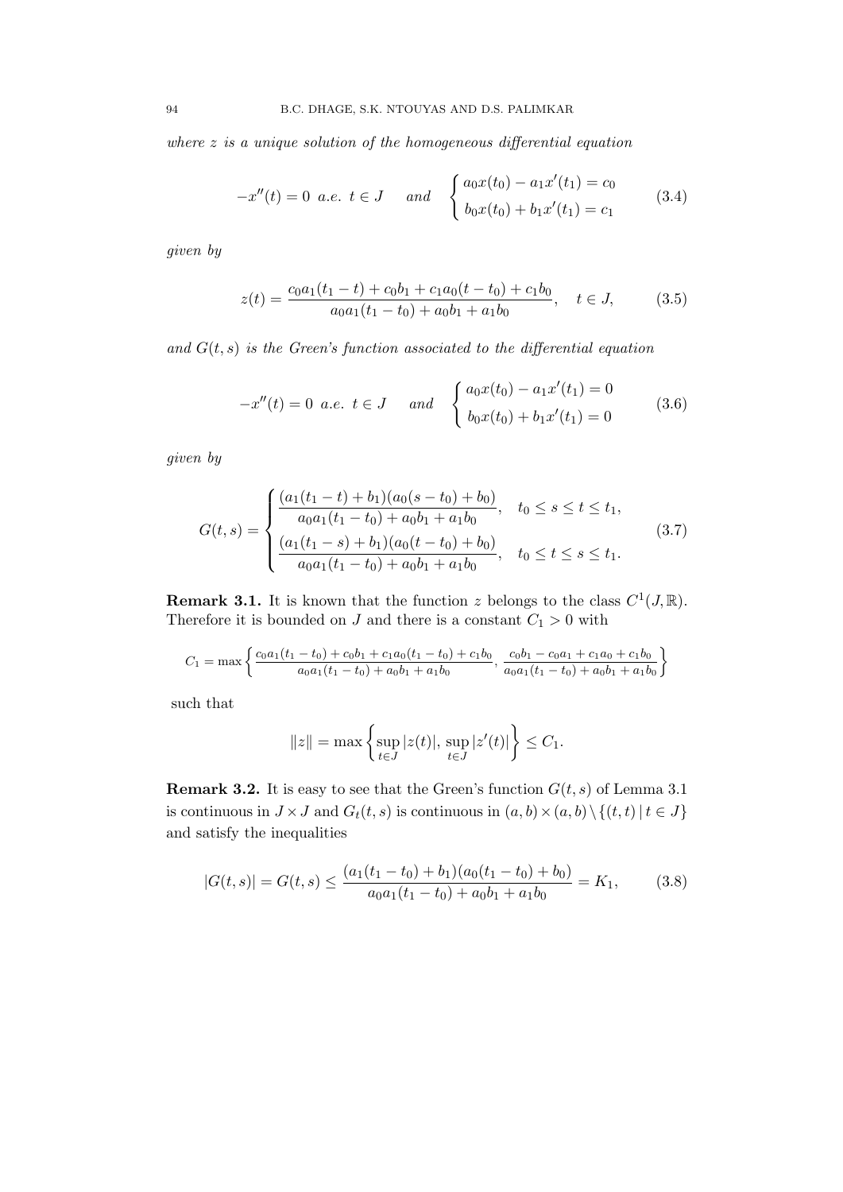*where $z$ is a unique solution of the homogeneous differential equation*

$$-x''(t) = 0 \ \ a.e.\ \ t \in J \qquad and \qquad \begin{cases} a_0 x(t_0) - a_1 x'(t_1) = c_0 \\ b_0 x(t_0) + b_1 x'(t_1) = c_1 \end{cases} \tag{3.4}$$

*given by*

$$z(t) = \frac{c_0 a_1(t_1 - t) + c_0 b_1 + c_1 a_0(t - t_0) + c_1 b_0}{a_0 a_1(t_1 - t_0) + a_0 b_1 + a_1 b_0}, \quad t \in J, \tag{3.5}$$

*and $G(t,s)$ is the Green's function associated to the differential equation*

$$-x''(t) = 0 \ \ a.e.\ \ t \in J \qquad and \qquad \begin{cases} a_0 x(t_0) - a_1 x'(t_1) = 0 \\ b_0 x(t_0) + b_1 x'(t_1) = 0 \end{cases} \tag{3.6}$$

*given by*

$$G(t,s) = \begin{cases} \dfrac{(a_1(t_1 - t) + b_1)(a_0(s - t_0) + b_0)}{a_0 a_1(t_1 - t_0) + a_0 b_1 + a_1 b_0}, & t_0 \le s \le t \le t_1, \\[2ex] \dfrac{(a_1(t_1 - s) + b_1)(a_0(t - t_0) + b_0)}{a_0 a_1(t_1 - t_0) + a_0 b_1 + a_1 b_0}, & t_0 \le t \le s \le t_1. \end{cases} \tag{3.7}$$

**Remark 3.1.** It is known that the function $z$ belongs to the class $C^1(J, \mathbb{R})$. Therefore it is bounded on $J$ and there is a constant $C_1 > 0$ with

$$C_1 = \max\left\{ \frac{c_0 a_1(t_1 - t_0) + c_0 b_1 + c_1 a_0(t_1 - t_0) + c_1 b_0}{a_0 a_1(t_1 - t_0) + a_0 b_1 + a_1 b_0}, \frac{c_0 b_1 - c_0 a_1 + c_1 a_0 + c_1 b_0}{a_0 a_1(t_1 - t_0) + a_0 b_1 + a_1 b_0} \right\}$$

such that

$$\|z\| = \max\left\{ \sup_{t \in J} |z(t)|, \sup_{t \in J} |z'(t)| \right\} \le C_1.$$

**Remark 3.2.** It is easy to see that the Green's function $G(t,s)$ of Lemma 3.1 is continuous in $J \times J$ and $G_t(t,s)$ is continuous in $(a,b) \times (a,b) \setminus \{(t,t) \,|\, t \in J\}$ and satisfy the inequalities

$$|G(t,s)| = G(t,s) \le \frac{(a_1(t_1 - t_0) + b_1)(a_0(t_1 - t_0) + b_0)}{a_0 a_1(t_1 - t_0) + a_0 b_1 + a_1 b_0} = K_1, \tag{3.8}$$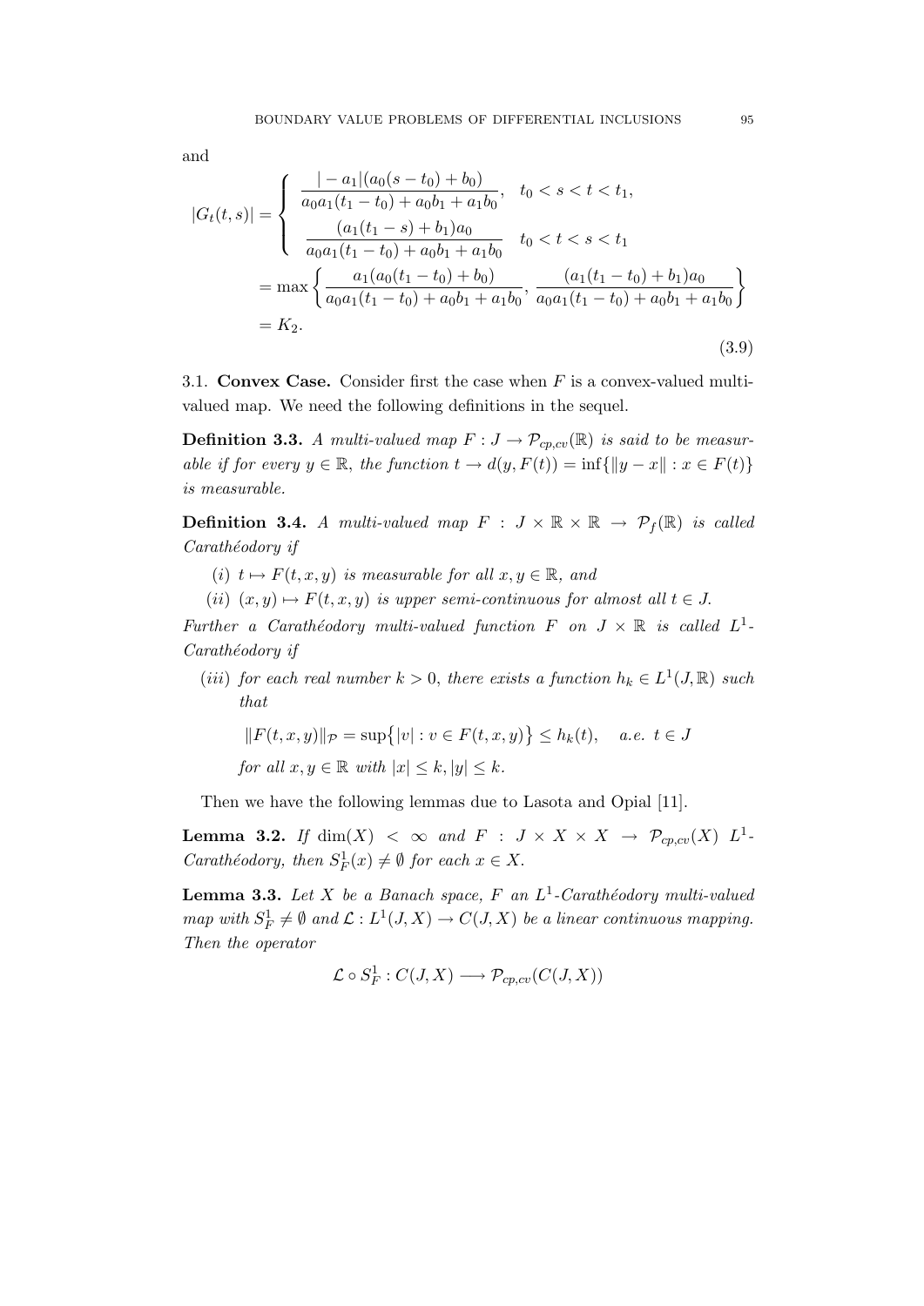and

$$
\begin{aligned}
|G_t(t,s)| &= \begin{cases} \dfrac{|-a_1|(a_0(s-t_0)+b_0)}{a_0a_1(t_1-t_0)+a_0b_1+a_1b_0}, & t_0<s<t<t_1, \\[2ex] \dfrac{(a_1(t_1-s)+b_1)a_0}{a_0a_1(t_1-t_0)+a_0b_1+a_1b_0} & t_0<t<s<t_1 \end{cases} \\
&= \max\left\{ \frac{a_1(a_0(t_1-t_0)+b_0)}{a_0a_1(t_1-t_0)+a_0b_1+a_1b_0}, \frac{(a_1(t_1-t_0)+b_1)a_0}{a_0a_1(t_1-t_0)+a_0b_1+a_1b_0} \right\} \\
&= K_2.
\end{aligned} \tag{3.9}
$$

3.1. **Convex Case.** Consider first the case when $F$ is a convex-valued multi-valued map. We need the following definitions in the sequel.

**Definition 3.3.** *A multi-valued map $F : J \to \mathcal{P}_{cp,cv}(\mathbb{R})$ is said to be measurable if for every $y \in \mathbb{R}$, the function $t \to d(y, F(t)) = \inf\{\|y-x\| : x \in F(t)\}$ is measurable.*

**Definition 3.4.** *A multi-valued map $F : J \times \mathbb{R} \times \mathbb{R} \to \mathcal{P}_f(\mathbb{R})$ is called Carathéodory if*

*(i) $t \mapsto F(t,x,y)$ is measurable for all $x, y \in \mathbb{R}$, and*

*(ii) $(x,y) \mapsto F(t,x,y)$ is upper semi-continuous for almost all $t \in J$.*

*Further a Carathéodory multi-valued function $F$ on $J \times \mathbb{R}$ is called $L^1$-Carathéodory if*

*(iii) for each real number $k > 0$, there exists a function $h_k \in L^1(J, \mathbb{R})$ such that*

$$\|F(t,x,y)\|_{\mathcal{P}} = \sup\big\{|v| : v \in F(t,x,y)\big\} \leq h_k(t), \quad a.e.\ t \in J$$

*for all $x, y \in \mathbb{R}$ with $|x| \leq k, |y| \leq k$.*

Then we have the following lemmas due to Lasota and Opial [11].

**Lemma 3.2.** *If $\dim(X) < \infty$ and $F : J \times X \times X \to \mathcal{P}_{cp,cv}(X)$ $L^1$-Carathéodory, then $S_F^1(x) \neq \emptyset$ for each $x \in X$.*

**Lemma 3.3.** *Let $X$ be a Banach space, $F$ an $L^1$-Carathéodory multi-valued map with $S_F^1 \neq \emptyset$ and $\mathcal{L} : L^1(J, X) \to C(J, X)$ be a linear continuous mapping. Then the operator*

$$\mathcal{L} \circ S_F^1 : C(J, X) \longrightarrow \mathcal{P}_{cp,cv}(C(J, X))$$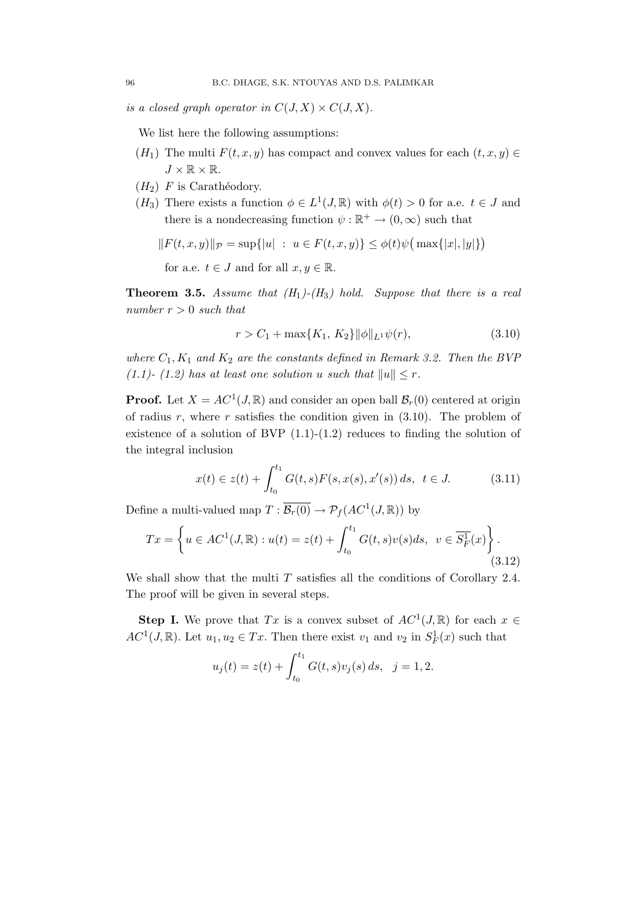*is a closed graph operator in* $C(J,X) \times C(J,X)$.

We list here the following assumptions:

- $(H_1)$ The multi $F(t,x,y)$ has compact and convex values for each $(t,x,y) \in J \times \mathbb{R} \times \mathbb{R}$.
- $(H_2)$ $F$ is Carathéodory.
- $(H_3)$ There exists a function $\phi \in L^1(J,\mathbb{R})$ with $\phi(t) > 0$ for a.e. $t \in J$ and there is a nondecreasing function $\psi : \mathbb{R}^+ \to (0,\infty)$ such that

$$\|F(t,x,y)\|_{\mathcal{P}} = \sup\{|u| \ : \ u \in F(t,x,y)\} \leq \phi(t)\psi\big(\max\{|x|,|y|\}\big)$$

for a.e. $t \in J$ and for all $x, y \in \mathbb{R}$.

**Theorem 3.5.** *Assume that $(H_1)$-$(H_3)$ hold. Suppose that there is a real number $r > 0$ such that*

$$r > C_1 + \max\{K_1,\ K_2\}\|\phi\|_{L^1}\psi(r), \tag{3.10}$$

*where $C_1, K_1$ and $K_2$ are the constants defined in Remark 3.2. Then the BVP (1.1)- (1.2) has at least one solution $u$ such that $\|u\| \leq r$.*

**Proof.** Let $X = AC^1(J,\mathbb{R})$ and consider an open ball $\mathcal{B}_r(0)$ centered at origin of radius $r$, where $r$ satisfies the condition given in (3.10). The problem of existence of a solution of BVP (1.1)-(1.2) reduces to finding the solution of the integral inclusion

$$x(t) \in z(t) + \int_{t_0}^{t_1} G(t,s)F(s,x(s),x'(s))\,ds, \ \ t \in J. \tag{3.11}$$

Define a multi-valued map $T : \overline{\mathcal{B}_r(0)} \to \mathcal{P}_f(AC^1(J,\mathbb{R}))$ by

$$Tx = \left\{ u \in AC^1(J,\mathbb{R}) : u(t) = z(t) + \int_{t_0}^{t_1} G(t,s)v(s)ds, \ \ v \in \overline{S_F^1}(x) \right\}. \tag{3.12}$$

We shall show that the multi $T$ satisfies all the conditions of Corollary 2.4. The proof will be given in several steps.

**Step I.** We prove that $Tx$ is a convex subset of $AC^1(J,\mathbb{R})$ for each $x \in AC^1(J,\mathbb{R})$. Let $u_1, u_2 \in Tx$. Then there exist $v_1$ and $v_2$ in $S_F^1(x)$ such that

$$u_j(t) = z(t) + \int_{t_0}^{t_1} G(t,s)v_j(s)\,ds, \ \ \ j = 1, 2.$$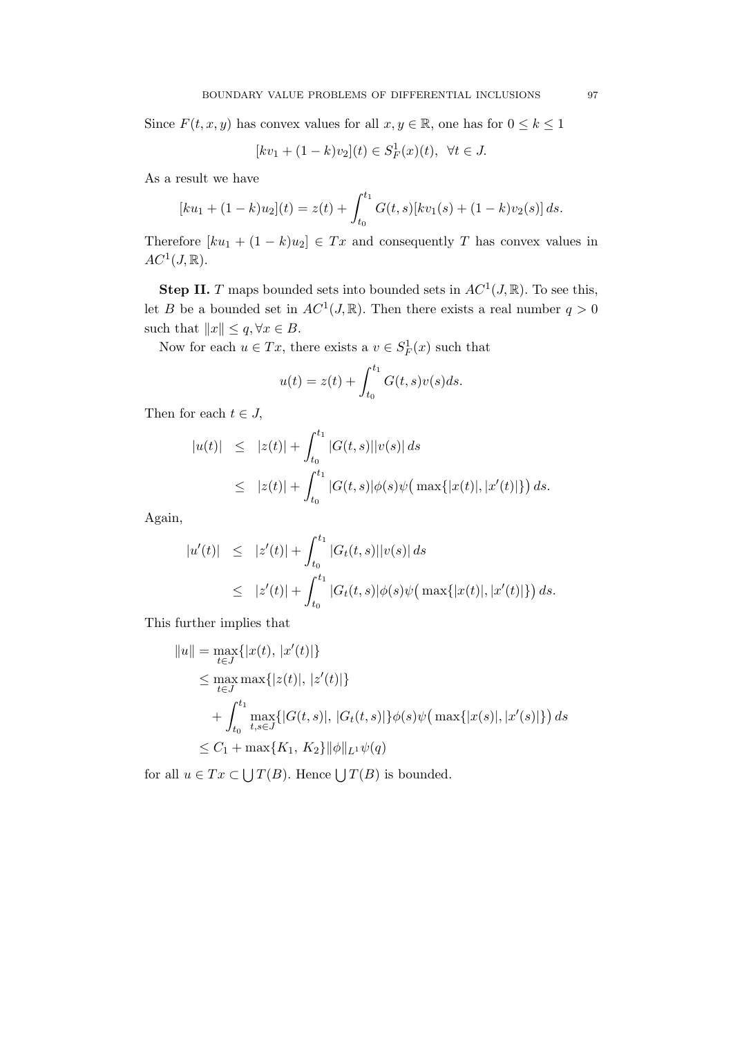Since $F(t, x, y)$ has convex values for all $x, y \in \mathbb{R}$, one has for $0 \leq k \leq 1$

$$[kv_1 + (1-k)v_2](t) \in S^1_F(x)(t), \ \ \forall t \in J.$$

As a result we have

$$[ku_1 + (1-k)u_2](t) = z(t) + \int_{t_0}^{t_1} G(t,s)[kv_1(s) + (1-k)v_2(s)]\, ds.$$

Therefore $[ku_1 + (1-k)u_2] \in Tx$ and consequently $T$ has convex values in $AC^1(J, \mathbb{R})$.

**Step II.** $T$ maps bounded sets into bounded sets in $AC^1(J, \mathbb{R})$. To see this, let $B$ be a bounded set in $AC^1(J, \mathbb{R})$. Then there exists a real number $q > 0$ such that $\|x\| \leq q, \forall x \in B$.

Now for each $u \in Tx$, there exists a $v \in S^1_F(x)$ such that

$$u(t) = z(t) + \int_{t_0}^{t_1} G(t,s)v(s) ds.$$

Then for each $t \in J$,

$$\begin{aligned}
|u(t)| &\leq |z(t)| + \int_{t_0}^{t_1} |G(t,s)||v(s)|\, ds \\
&\leq |z(t)| + \int_{t_0}^{t_1} |G(t,s)|\phi(s)\psi\big(\max\{|x(t)|, |x'(t)|\}\big)\, ds.
\end{aligned}$$

Again,

$$\begin{aligned}
|u'(t)| &\leq |z'(t)| + \int_{t_0}^{t_1} |G_t(t,s)||v(s)|\, ds \\
&\leq |z'(t)| + \int_{t_0}^{t_1} |G_t(t,s)|\phi(s)\psi\big(\max\{|x(t)|, |x'(t)|\}\big)\, ds.
\end{aligned}$$

This further implies that

$$\begin{aligned}
\|u\| &= \max_{t \in J}\{|x(t), \, |x'(t)|\} \\
&\leq \max_{t \in J} \max\{|z(t)|, \, |z'(t)|\} \\
&\quad + \int_{t_0}^{t_1} \max_{t,s \in J}\{|G(t,s)|, \, |G_t(t,s)|\}\phi(s)\psi\big(\max\{|x(s)|, |x'(s)|\}\big)\, ds \\
&\leq C_1 + \max\{K_1, \, K_2\}\|\phi\|_{L^1}\psi(q)
\end{aligned}$$

for all $u \in Tx \subset \bigcup T(B)$. Hence $\bigcup T(B)$ is bounded.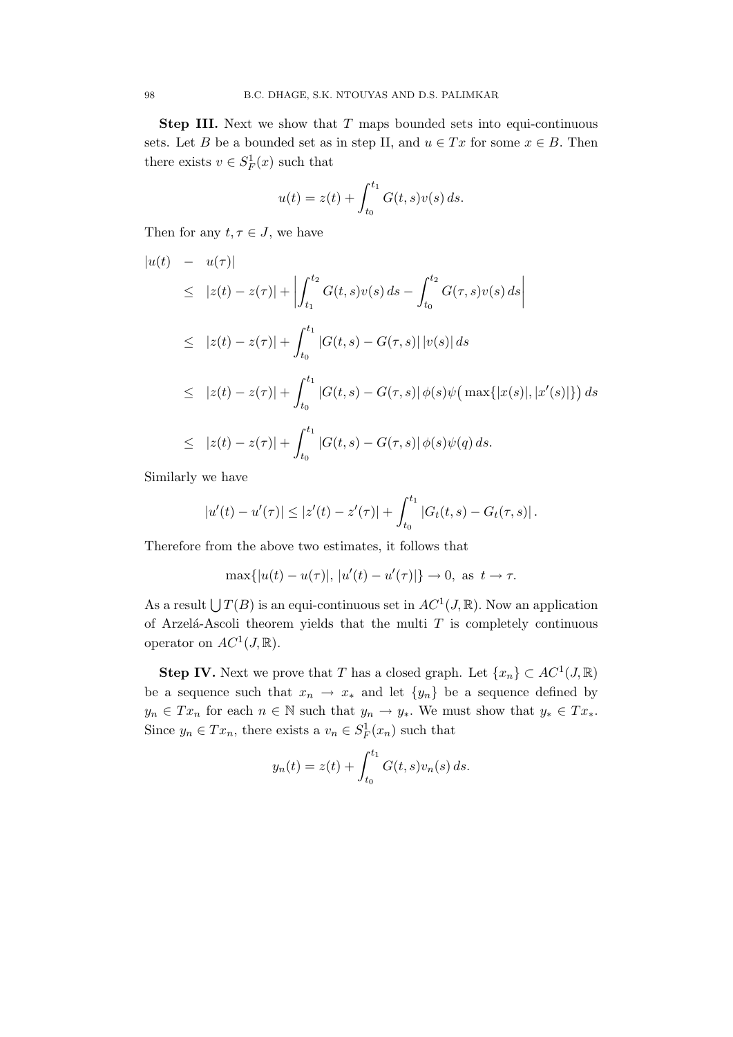**Step III.** Next we show that $T$ maps bounded sets into equi-continuous sets. Let $B$ be a bounded set as in step II, and $u \in Tx$ for some $x \in B$. Then there exists $v \in S^1_F(x)$ such that

$$u(t) = z(t) + \int_{t_0}^{t_1} G(t,s)v(s)\,ds.$$

Then for any $t, \tau \in J$, we have

$$\begin{aligned}
|u(t) \quad &- \quad u(\tau)| \\
&\leq \quad |z(t) - z(\tau)| + \left| \int_{t_1}^{t_2} G(t,s)v(s)\,ds - \int_{t_0}^{t_2} G(\tau,s)v(s)\,ds \right| \\
&\leq \quad |z(t) - z(\tau)| + \int_{t_0}^{t_1} |G(t,s) - G(\tau,s)|\,|v(s)|\,ds \\
&\leq \quad |z(t) - z(\tau)| + \int_{t_0}^{t_1} |G(t,s) - G(\tau,s)|\,\phi(s)\psi\big(\max\{|x(s)|, |x'(s)|\}\big)\,ds \\
&\leq \quad |z(t) - z(\tau)| + \int_{t_0}^{t_1} |G(t,s) - G(\tau,s)|\,\phi(s)\psi(q)\,ds.
\end{aligned}$$

Similarly we have

$$|u'(t) - u'(\tau)| \leq |z'(t) - z'(\tau)| + \int_{t_0}^{t_1} |G_t(t,s) - G_t(\tau,s)|\,.$$

Therefore from the above two estimates, it follows that

$$\max\{|u(t) - u(\tau)|,\, |u'(t) - u'(\tau)|\} \to 0, \text{ as } t \to \tau.$$

As a result $\bigcup T(B)$ is an equi-continuous set in $AC^1(J, \mathbb{R})$. Now an application of Arzelá-Ascoli theorem yields that the multi $T$ is completely continuous operator on $AC^1(J, \mathbb{R})$.

**Step IV.** Next we prove that $T$ has a closed graph. Let $\{x_n\} \subset AC^1(J, \mathbb{R})$ be a sequence such that $x_n \to x_*$ and let $\{y_n\}$ be a sequence defined by $y_n \in Tx_n$ for each $n \in \mathbb{N}$ such that $y_n \to y_*$. We must show that $y_* \in Tx_*$. Since $y_n \in Tx_n$, there exists a $v_n \in S^1_F(x_n)$ such that

$$y_n(t) = z(t) + \int_{t_0}^{t_1} G(t,s)v_n(s)\,ds.$$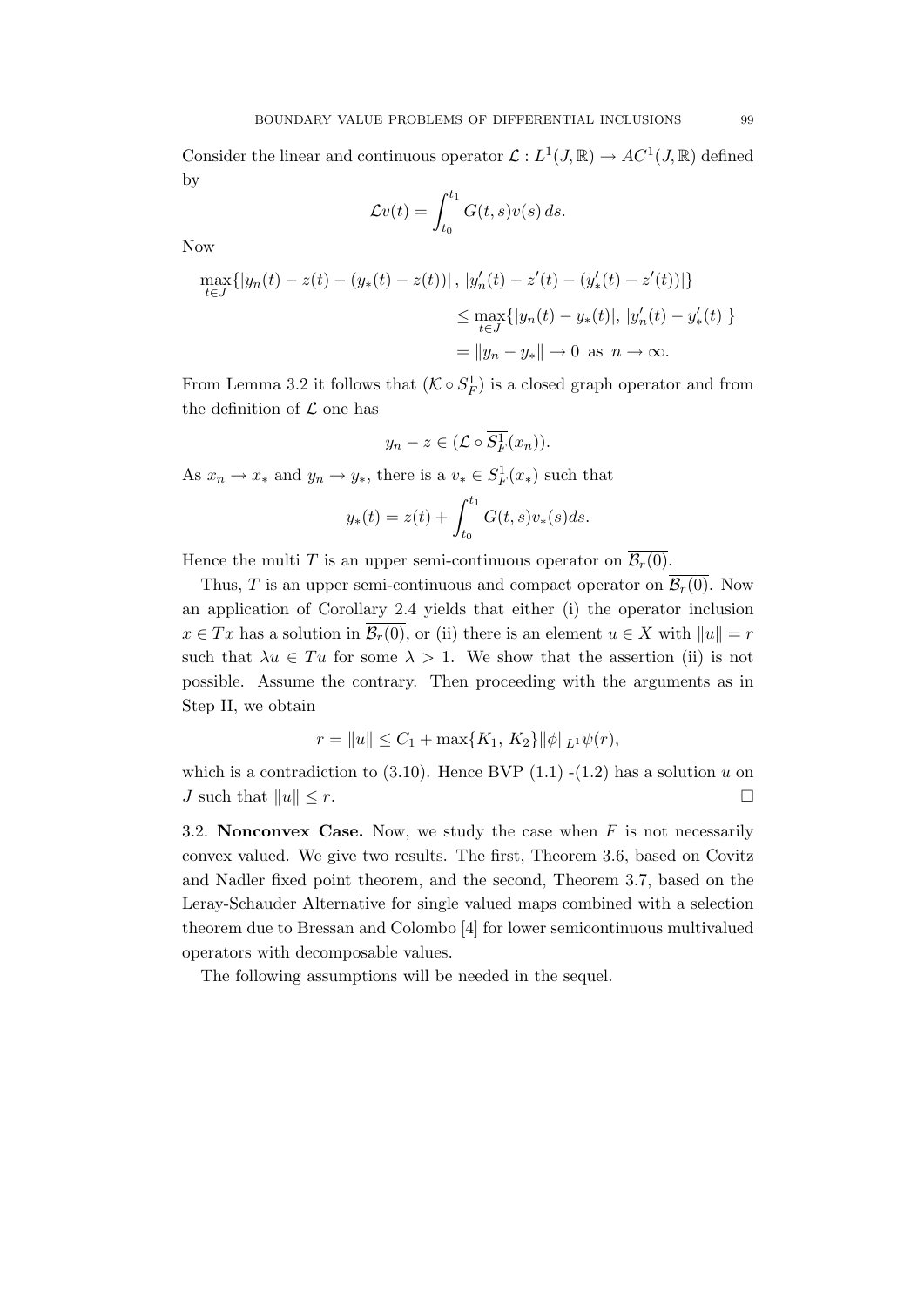Consider the linear and continuous operator $\mathcal{L} : L^1(J, \mathbb{R}) \to AC^1(J, \mathbb{R})$ defined by

$$\mathcal{L}v(t) = \int_{t_0}^{t_1} G(t,s)v(s)\,ds.$$

Now

$$\begin{aligned}
\max_{t \in J}\{|y_n(t) - z(t) - (y_*(t) - z(t))|\,,\,|y_n'(t) - z'(t) - (y_*'(t) - z'(t))|\} \\
\leq \max_{t \in J}\{|y_n(t) - y_*(t)|,\,|y_n'(t) - y_*'(t)|\} \\
= \|y_n - y_*\| \to 0 \text{ as } n \to \infty.
\end{aligned}$$

From Lemma 3.2 it follows that $(\mathcal{K} \circ S_F^1)$ is a closed graph operator and from the definition of $\mathcal{L}$ one has

$$y_n - z \in (\mathcal{L} \circ \overline{S_F^1}(x_n)).$$

As $x_n \to x_*$ and $y_n \to y_*$, there is a $v_* \in S_F^1(x_*)$ such that

$$y_*(t) = z(t) + \int_{t_0}^{t_1} G(t,s)v_*(s)ds.$$

Hence the multi $T$ is an upper semi-continuous operator on $\overline{\mathcal{B}_r(0)}$.

Thus, $T$ is an upper semi-continuous and compact operator on $\overline{\mathcal{B}_r(0)}$. Now an application of Corollary 2.4 yields that either (i) the operator inclusion $x \in Tx$ has a solution in $\overline{\mathcal{B}_r(0)}$, or (ii) there is an element $u \in X$ with $\|u\| = r$ such that $\lambda u \in Tu$ for some $\lambda > 1$. We show that the assertion (ii) is not possible. Assume the contrary. Then proceeding with the arguments as in Step II, we obtain

$$r = \|u\| \leq C_1 + \max\{K_1,\, K_2\}\|\phi\|_{L^1}\psi(r),$$

which is a contradiction to (3.10). Hence BVP (1.1) -(1.2) has a solution $u$ on $J$ such that $\|u\| \leq r$. □

3.2. **Nonconvex Case.** Now, we study the case when $F$ is not necessarily convex valued. We give two results. The first, Theorem 3.6, based on Covitz and Nadler fixed point theorem, and the second, Theorem 3.7, based on the Leray-Schauder Alternative for single valued maps combined with a selection theorem due to Bressan and Colombo [4] for lower semicontinuous multivalued operators with decomposable values.

The following assumptions will be needed in the sequel.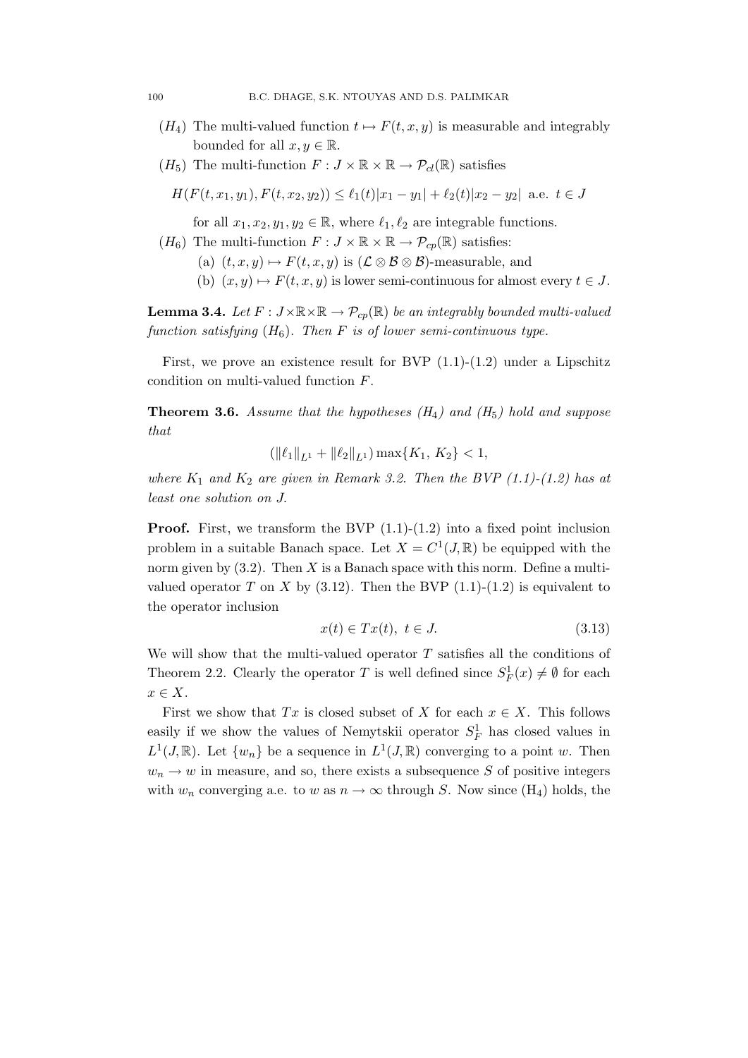- ($H_4$) The multi-valued function $t \mapsto F(t, x, y)$ is measurable and integrably bounded for all $x, y \in \mathbb{R}$.
- ($H_5$) The multi-function $F : J \times \mathbb{R} \times \mathbb{R} \to \mathcal{P}_{cl}(\mathbb{R})$ satisfies

$$H(F(t, x_1, y_1), F(t, x_2, y_2)) \leq \ell_1(t)|x_1 - y_1| + \ell_2(t)|x_2 - y_2| \;\text{ a.e. } t \in J$$

  for all $x_1, x_2, y_1, y_2 \in \mathbb{R}$, where $\ell_1, \ell_2$ are integrable functions.
- ($H_6$) The multi-function $F : J \times \mathbb{R} \times \mathbb{R} \to \mathcal{P}_{cp}(\mathbb{R})$ satisfies:
  - (a) $(t, x, y) \mapsto F(t, x, y)$ is $(\mathcal{L} \otimes \mathcal{B} \otimes \mathcal{B})$-measurable, and
  - (b) $(x, y) \mapsto F(t, x, y)$ is lower semi-continuous for almost every $t \in J$.

**Lemma 3.4.** *Let $F : J \times \mathbb{R} \times \mathbb{R} \to \mathcal{P}_{cp}(\mathbb{R})$ be an integrably bounded multi-valued function satisfying ($H_6$). Then $F$ is of lower semi-continuous type.*

First, we prove an existence result for BVP (1.1)-(1.2) under a Lipschitz condition on multi-valued function $F$.

**Theorem 3.6.** *Assume that the hypotheses ($H_4$) and ($H_5$) hold and suppose that*

$$(\|\ell_1\|_{L^1} + \|\ell_2\|_{L^1}) \max\{K_1, K_2\} < 1,$$

*where $K_1$ and $K_2$ are given in Remark 3.2. Then the BVP (1.1)-(1.2) has at least one solution on $J$.*

**Proof.** First, we transform the BVP (1.1)-(1.2) into a fixed point inclusion problem in a suitable Banach space. Let $X = C^1(J, \mathbb{R})$ be equipped with the norm given by (3.2). Then $X$ is a Banach space with this norm. Define a multi-valued operator $T$ on $X$ by (3.12). Then the BVP (1.1)-(1.2) is equivalent to the operator inclusion

$$x(t) \in Tx(t), \; t \in J. \tag{3.13}$$

We will show that the multi-valued operator $T$ satisfies all the conditions of Theorem 2.2. Clearly the operator $T$ is well defined since $S_F^1(x) \neq \emptyset$ for each $x \in X$.

First we show that $Tx$ is closed subset of $X$ for each $x \in X$. This follows easily if we show the values of Nemytskii operator $S_F^1$ has closed values in $L^1(J, \mathbb{R})$. Let $\{w_n\}$ be a sequence in $L^1(J, \mathbb{R})$ converging to a point $w$. Then $w_n \to w$ in measure, and so, there exists a subsequence $S$ of positive integers with $w_n$ converging a.e. to $w$ as $n \to \infty$ through $S$. Now since ($H_4$) holds, the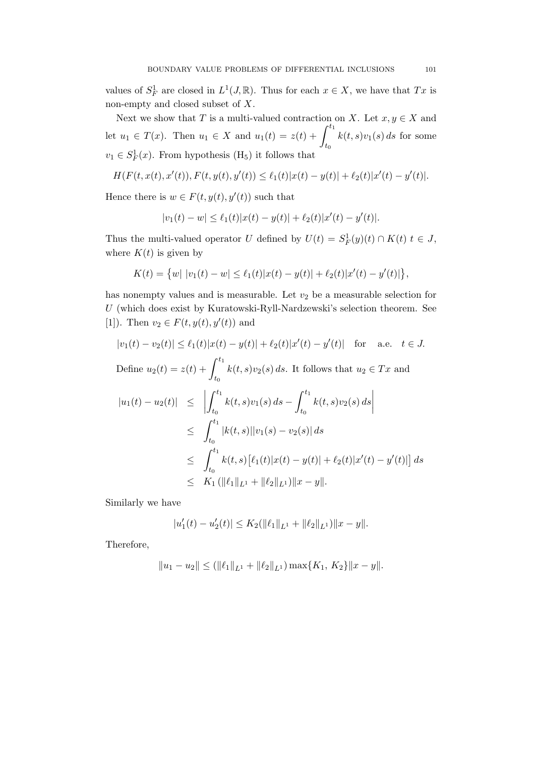values of $S_F^1$ are closed in $L^1(J, \mathbb{R})$. Thus for each $x \in X$, we have that $Tx$ is non-empty and closed subset of $X$.

Next we show that $T$ is a multi-valued contraction on $X$. Let $x, y \in X$ and let $u_1 \in T(x)$. Then $u_1 \in X$ and $u_1(t) = z(t) + \displaystyle\int_{t_0}^{t_1} k(t,s)v_1(s)\,ds$ for some $v_1 \in S_F^1(x)$. From hypothesis $(\mathrm{H}_5)$ it follows that

$$H(F(t, x(t), x'(t)), F(t, y(t), y'(t)) \leq \ell_1(t)|x(t) - y(t)| + \ell_2(t)|x'(t) - y'(t)|.$$

Hence there is $w \in F(t, y(t), y'(t))$ such that

$$|v_1(t) - w| \leq \ell_1(t)|x(t) - y(t)| + \ell_2(t)|x'(t) - y'(t)|.$$

Thus the multi-valued operator $U$ defined by $U(t) = S_F^1(y)(t) \cap K(t)$ $t \in J$, where $K(t)$ is given by

$$K(t) = \big\{w|\ |v_1(t) - w| \leq \ell_1(t)|x(t) - y(t)| + \ell_2(t)|x'(t) - y'(t)|\big\},$$

has nonempty values and is measurable. Let $v_2$ be a measurable selection for $U$ (which does exist by Kuratowski-Ryll-Nardzewski's selection theorem. See [1]). Then $v_2 \in F(t, y(t), y'(t))$ and

$$|v_1(t) - v_2(t)| \leq \ell_1(t)|x(t) - y(t)| + \ell_2(t)|x'(t) - y'(t)| \quad \text{for} \quad \text{a.e.} \quad t \in J.$$

Define $u_2(t) = z(t) + \displaystyle\int_{t_0}^{t_1} k(t,s)v_2(s)\,ds$. It follows that $u_2 \in Tx$ and

$$\begin{aligned}
|u_1(t) - u_2(t)| &\leq \left|\int_{t_0}^{t_1} k(t,s)v_1(s)\,ds - \int_{t_0}^{t_1} k(t,s)v_2(s)\,ds\right| \\
&\leq \int_{t_0}^{t_1} |k(t,s)||v_1(s) - v_2(s)|\,ds \\
&\leq \int_{t_0}^{t_1} k(t,s)\big[\ell_1(t)|x(t) - y(t)| + \ell_2(t)|x'(t) - y'(t)|\big]\,ds \\
&\leq K_1\,(\|\ell_1\|_{L^1} + \|\ell_2\|_{L^1})\|x - y\|.
\end{aligned}$$

Similarly we have

$$|u_1'(t) - u_2'(t)| \leq K_2(\|\ell_1\|_{L^1} + \|\ell_2\|_{L^1})\|x - y\|.$$

Therefore,

$$\|u_1 - u_2\| \leq (\|\ell_1\|_{L^1} + \|\ell_2\|_{L^1}) \max\{K_1,\ K_2\}\|x - y\|.$$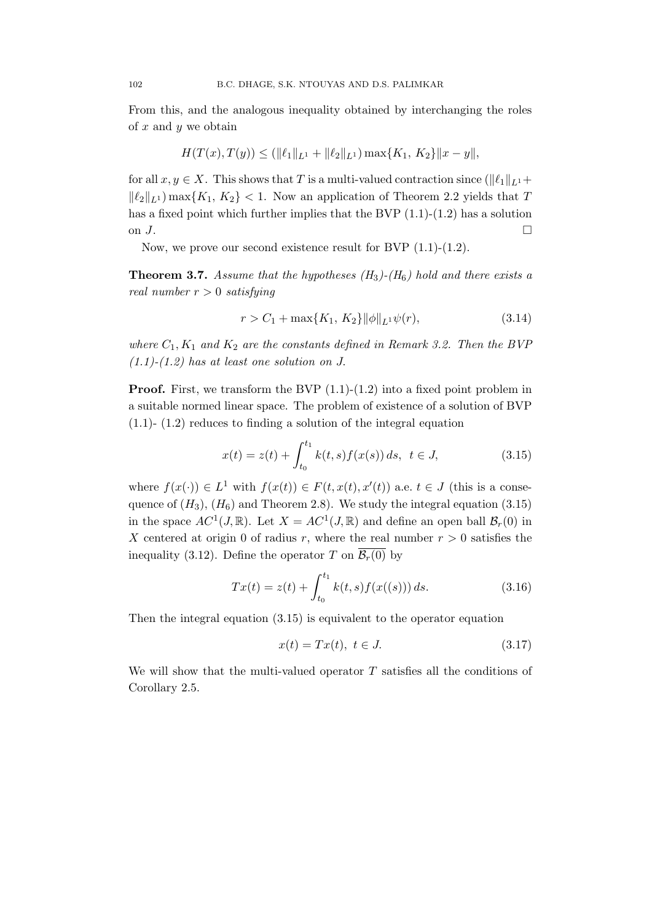From this, and the analogous inequality obtained by interchanging the roles of $x$ and $y$ we obtain

$$H(T(x), T(y)) \leq (\|\ell_1\|_{L^1} + \|\ell_2\|_{L^1}) \max\{K_1, K_2\} \|x - y\|,$$

for all $x, y \in X$. This shows that $T$ is a multi-valued contraction since $(\|\ell_1\|_{L^1} + \|\ell_2\|_{L^1}) \max\{K_1, K_2\} < 1$. Now an application of Theorem 2.2 yields that $T$ has a fixed point which further implies that the BVP (1.1)-(1.2) has a solution on $J$. □

Now, we prove our second existence result for BVP (1.1)-(1.2).

**Theorem 3.7.** *Assume that the hypotheses $(H_3)$-$(H_6)$ hold and there exists a real number $r > 0$ satisfying*

$$r > C_1 + \max\{K_1, K_2\} \|\phi\|_{L^1} \psi(r), \tag{3.14}$$

*where $C_1, K_1$ and $K_2$ are the constants defined in Remark 3.2. Then the BVP (1.1)-(1.2) has at least one solution on J.*

**Proof.** First, we transform the BVP (1.1)-(1.2) into a fixed point problem in a suitable normed linear space. The problem of existence of a solution of BVP (1.1)- (1.2) reduces to finding a solution of the integral equation

$$x(t) = z(t) + \int_{t_0}^{t_1} k(t,s) f(x(s))\, ds, \quad t \in J, \tag{3.15}$$

where $f(x(\cdot)) \in L^1$ with $f(x(t)) \in F(t, x(t), x'(t))$ a.e. $t \in J$ (this is a consequence of $(H_3)$, $(H_6)$ and Theorem 2.8). We study the integral equation (3.15) in the space $AC^1(J, \mathbb{R})$. Let $X = AC^1(J, \mathbb{R})$ and define an open ball $\mathcal{B}_r(0)$ in $X$ centered at origin 0 of radius $r$, where the real number $r > 0$ satisfies the inequality (3.12). Define the operator $T$ on $\overline{\mathcal{B}_r(0)}$ by

$$Tx(t) = z(t) + \int_{t_0}^{t_1} k(t,s) f(x((s)))\, ds. \tag{3.16}$$

Then the integral equation (3.15) is equivalent to the operator equation

$$x(t) = Tx(t), \ t \in J. \tag{3.17}$$

We will show that the multi-valued operator $T$ satisfies all the conditions of Corollary 2.5.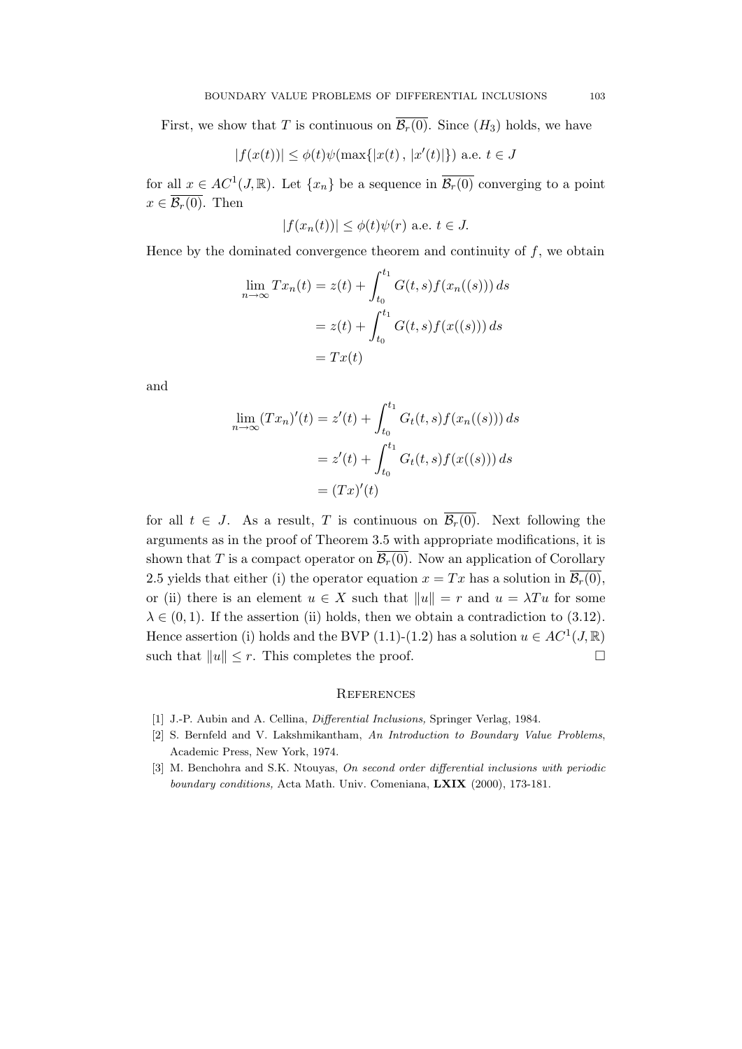First, we show that $T$ is continuous on $\overline{\mathcal{B}_r(0)}$. Since $(H_3)$ holds, we have

$$|f(x(t))| \leq \phi(t)\psi(\max\{|x(t)\,,\,|x'(t)|\}) \text{ a.e. } t \in J$$

for all $x \in AC^1(J, \mathbb{R})$. Let $\{x_n\}$ be a sequence in $\overline{\mathcal{B}_r(0)}$ converging to a point $x \in \overline{\mathcal{B}_r(0)}$. Then

$$|f(x_n(t))| \leq \phi(t)\psi(r) \text{ a.e. } t \in J.$$

Hence by the dominated convergence theorem and continuity of $f$, we obtain

$$\begin{aligned}
\lim_{n\to\infty} Tx_n(t) &= z(t) + \int_{t_0}^{t_1} G(t,s) f(x_n((s)))\,ds \\
&= z(t) + \int_{t_0}^{t_1} G(t,s) f(x((s)))\,ds \\
&= Tx(t)
\end{aligned}$$

and

$$\begin{aligned}
\lim_{n\to\infty} (Tx_n)'(t) &= z'(t) + \int_{t_0}^{t_1} G_t(t,s) f(x_n((s)))\,ds \\
&= z'(t) + \int_{t_0}^{t_1} G_t(t,s) f(x((s)))\,ds \\
&= (Tx)'(t)
\end{aligned}$$

for all $t \in J$. As a result, $T$ is continuous on $\overline{\mathcal{B}_r(0)}$. Next following the arguments as in the proof of Theorem 3.5 with appropriate modifications, it is shown that $T$ is a compact operator on $\overline{\mathcal{B}_r(0)}$. Now an application of Corollary 2.5 yields that either (i) the operator equation $x = Tx$ has a solution in $\overline{\mathcal{B}_r(0)}$, or (ii) there is an element $u \in X$ such that $\|u\| = r$ and $u = \lambda Tu$ for some $\lambda \in (0,1)$. If the assertion (ii) holds, then we obtain a contradiction to (3.12). Hence assertion (i) holds and the BVP (1.1)-(1.2) has a solution $u \in AC^1(J, \mathbb{R})$ such that $\|u\| \leq r$. This completes the proof. □

## References

[1] J.-P. Aubin and A. Cellina, *Differential Inclusions,* Springer Verlag, 1984.

[2] S. Bernfeld and V. Lakshmikantham, *An Introduction to Boundary Value Problems*, Academic Press, New York, 1974.

[3] M. Benchohra and S.K. Ntouyas, *On second order differential inclusions with periodic boundary conditions,* Acta Math. Univ. Comeniana, **LXIX** (2000), 173-181.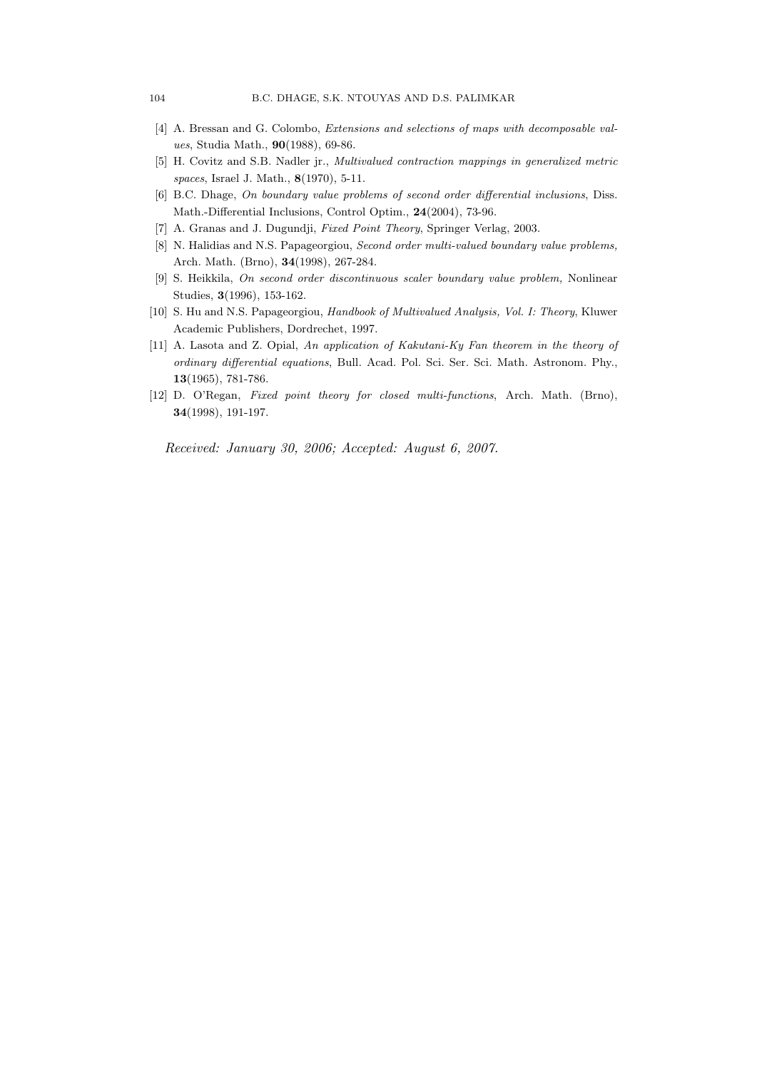[4] A. Bressan and G. Colombo, *Extensions and selections of maps with decomposable values*, Studia Math., **90**(1988), 69-86.

[5] H. Covitz and S.B. Nadler jr., *Multivalued contraction mappings in generalized metric spaces*, Israel J. Math., **8**(1970), 5-11.

[6] B.C. Dhage, *On boundary value problems of second order differential inclusions*, Diss. Math.-Differential Inclusions, Control Optim., **24**(2004), 73-96.

[7] A. Granas and J. Dugundji, *Fixed Point Theory*, Springer Verlag, 2003.

[8] N. Halidias and N.S. Papageorgiou, *Second order multi-valued boundary value problems,* Arch. Math. (Brno), **34**(1998), 267-284.

[9] S. Heikkila, *On second order discontinuous scaler boundary value problem,* Nonlinear Studies, **3**(1996), 153-162.

[10] S. Hu and N.S. Papageorgiou, *Handbook of Multivalued Analysis, Vol. I: Theory*, Kluwer Academic Publishers, Dordrechet, 1997.

[11] A. Lasota and Z. Opial, *An application of Kakutani-Ky Fan theorem in the theory of ordinary differential equations*, Bull. Acad. Pol. Sci. Ser. Sci. Math. Astronom. Phy., **13**(1965), 781-786.

[12] D. O'Regan, *Fixed point theory for closed multi-functions*, Arch. Math. (Brno), **34**(1998), 191-197.

*Received: January 30, 2006; Accepted: August 6, 2007.*